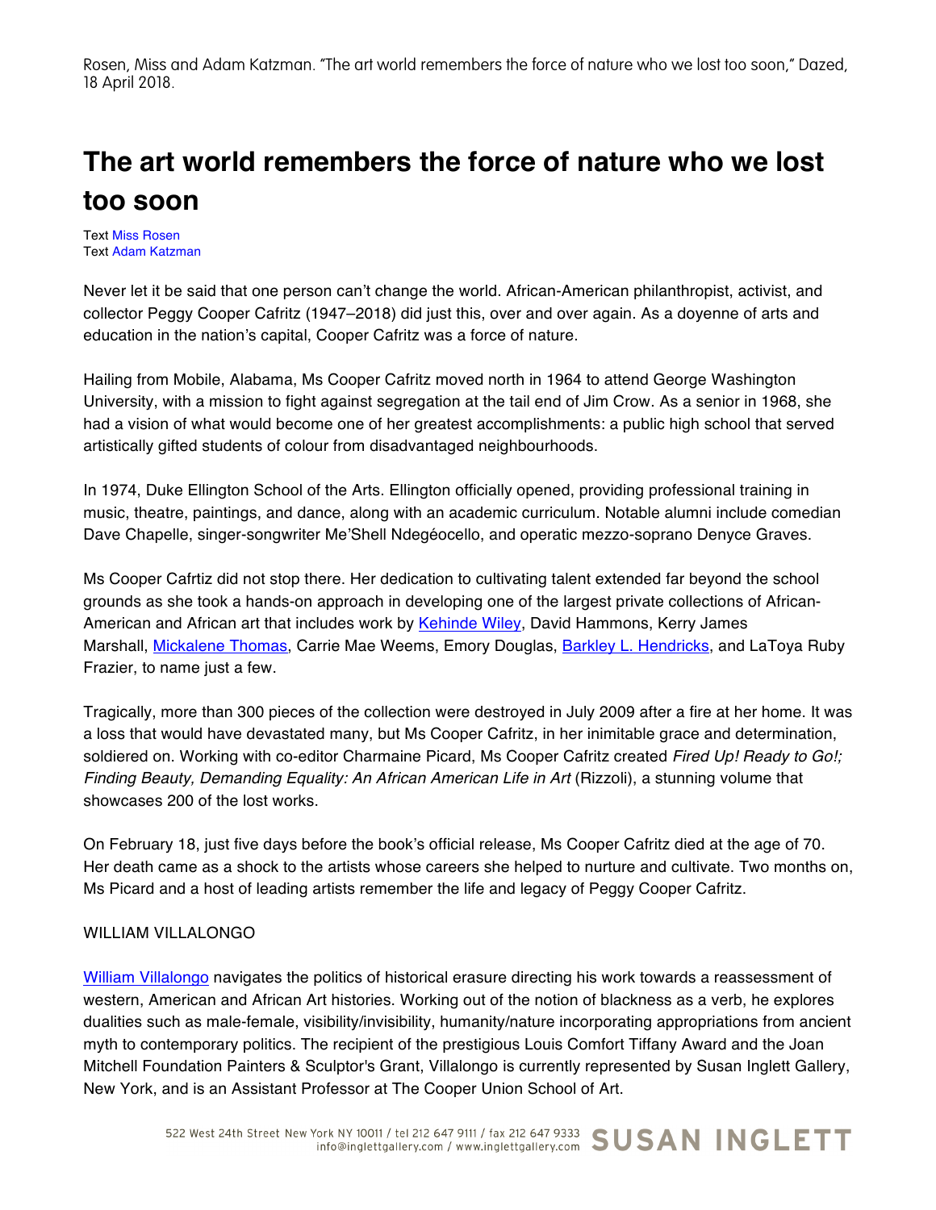Rosen, Miss and Adam Katzman. "The art world remembers the force of nature who we lost too soon," Dazed, 18 April 2018.

# The art world remembers the force of nature who we lost too soon

Text Miss Rosen
Text Adam Katzman

Never let it be said that one person can't change the world. African-American philanthropist, activist, and collector Peggy Cooper Cafritz (1947–2018) did just this, over and over again. As a doyenne of arts and education in the nation's capital, Cooper Cafritz was a force of nature.

Hailing from Mobile, Alabama, Ms Cooper Cafritz moved north in 1964 to attend George Washington University, with a mission to fight against segregation at the tail end of Jim Crow. As a senior in 1968, she had a vision of what would become one of her greatest accomplishments: a public high school that served artistically gifted students of colour from disadvantaged neighbourhoods.

In 1974, Duke Ellington School of the Arts. Ellington officially opened, providing professional training in music, theatre, paintings, and dance, along with an academic curriculum. Notable alumni include comedian Dave Chapelle, singer-songwriter Me'Shell Ndegéocello, and operatic mezzo-soprano Denyce Graves.

Ms Cooper Cafrtiz did not stop there. Her dedication to cultivating talent extended far beyond the school grounds as she took a hands-on approach in developing one of the largest private collections of African-American and African art that includes work by Kehinde Wiley, David Hammons, Kerry James Marshall, Mickalene Thomas, Carrie Mae Weems, Emory Douglas, Barkley L. Hendricks, and LaToya Ruby Frazier, to name just a few.

Tragically, more than 300 pieces of the collection were destroyed in July 2009 after a fire at her home. It was a loss that would have devastated many, but Ms Cooper Cafritz, in her inimitable grace and determination, soldiered on. Working with co-editor Charmaine Picard, Ms Cooper Cafritz created *Fired Up! Ready to Go!; Finding Beauty, Demanding Equality: An African American Life in Art* (Rizzoli), a stunning volume that showcases 200 of the lost works.

On February 18, just five days before the book's official release, Ms Cooper Cafritz died at the age of 70. Her death came as a shock to the artists whose careers she helped to nurture and cultivate. Two months on, Ms Picard and a host of leading artists remember the life and legacy of Peggy Cooper Cafritz.

WILLIAM VILLALONGO

William Villalongo navigates the politics of historical erasure directing his work towards a reassessment of western, American and African Art histories. Working out of the notion of blackness as a verb, he explores dualities such as male-female, visibility/invisibility, humanity/nature incorporating appropriations from ancient myth to contemporary politics. The recipient of the prestigious Louis Comfort Tiffany Award and the Joan Mitchell Foundation Painters & Sculptor's Grant, Villalongo is currently represented by Susan Inglett Gallery, New York, and is an Assistant Professor at The Cooper Union School of Art.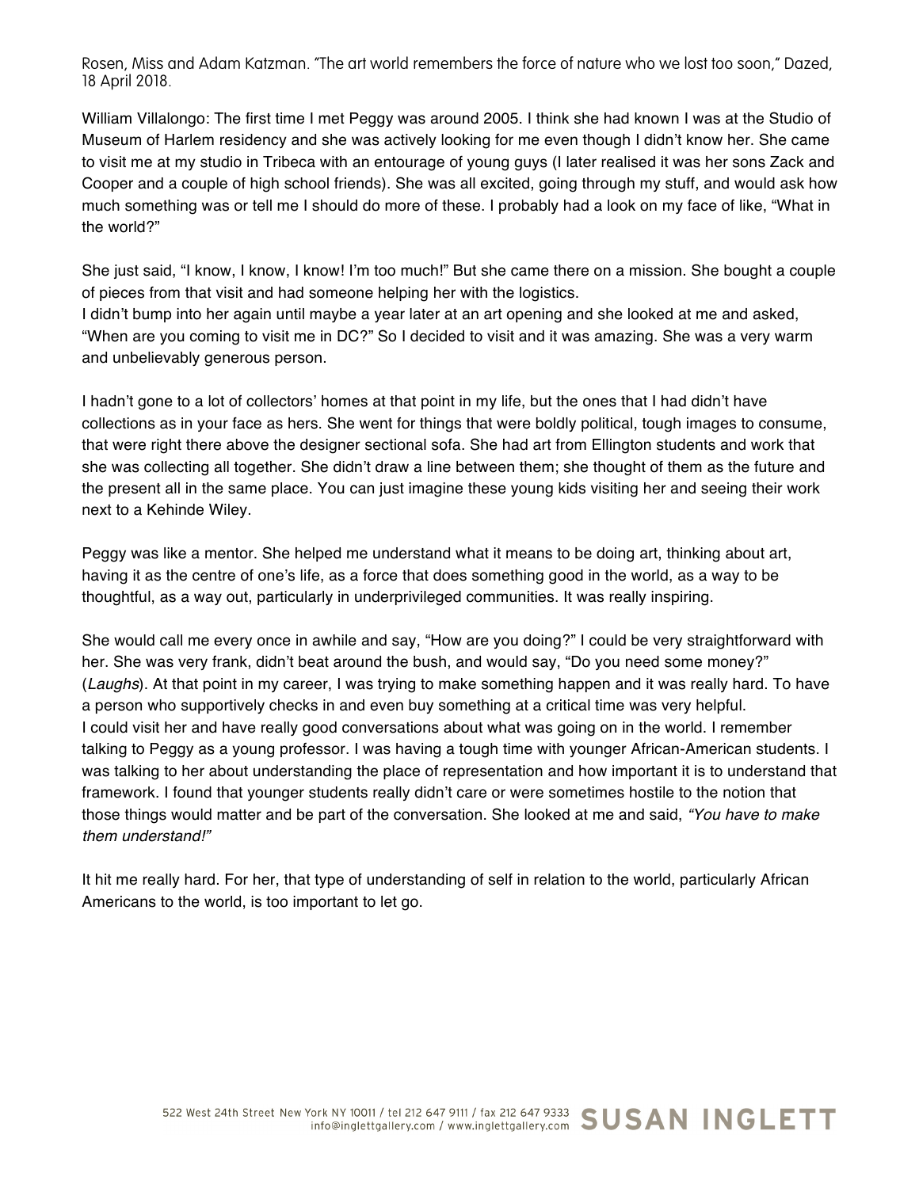Rosen, Miss and Adam Katzman. "The art world remembers the force of nature who we lost too soon," Dazed, 18 April 2018.

William Villalongo: The first time I met Peggy was around 2005. I think she had known I was at the Studio of Museum of Harlem residency and she was actively looking for me even though I didn't know her. She came to visit me at my studio in Tribeca with an entourage of young guys (I later realised it was her sons Zack and Cooper and a couple of high school friends). She was all excited, going through my stuff, and would ask how much something was or tell me I should do more of these. I probably had a look on my face of like, "What in the world?"

She just said, "I know, I know, I know! I'm too much!" But she came there on a mission. She bought a couple of pieces from that visit and had someone helping her with the logistics.
I didn't bump into her again until maybe a year later at an art opening and she looked at me and asked, "When are you coming to visit me in DC?" So I decided to visit and it was amazing. She was a very warm and unbelievably generous person.

I hadn't gone to a lot of collectors' homes at that point in my life, but the ones that I had didn't have collections as in your face as hers. She went for things that were boldly political, tough images to consume, that were right there above the designer sectional sofa. She had art from Ellington students and work that she was collecting all together. She didn't draw a line between them; she thought of them as the future and the present all in the same place. You can just imagine these young kids visiting her and seeing their work next to a Kehinde Wiley.

Peggy was like a mentor. She helped me understand what it means to be doing art, thinking about art, having it as the centre of one's life, as a force that does something good in the world, as a way to be thoughtful, as a way out, particularly in underprivileged communities. It was really inspiring.

She would call me every once in awhile and say, "How are you doing?" I could be very straightforward with her. She was very frank, didn't beat around the bush, and would say, "Do you need some money?" (*Laughs*). At that point in my career, I was trying to make something happen and it was really hard. To have a person who supportively checks in and even buy something at a critical time was very helpful.
I could visit her and have really good conversations about what was going on in the world. I remember talking to Peggy as a young professor. I was having a tough time with younger African-American students. I was talking to her about understanding the place of representation and how important it is to understand that framework. I found that younger students really didn't care or were sometimes hostile to the notion that those things would matter and be part of the conversation. She looked at me and said, *"You have to make them understand!"*

It hit me really hard. For her, that type of understanding of self in relation to the world, particularly African Americans to the world, is too important to let go.